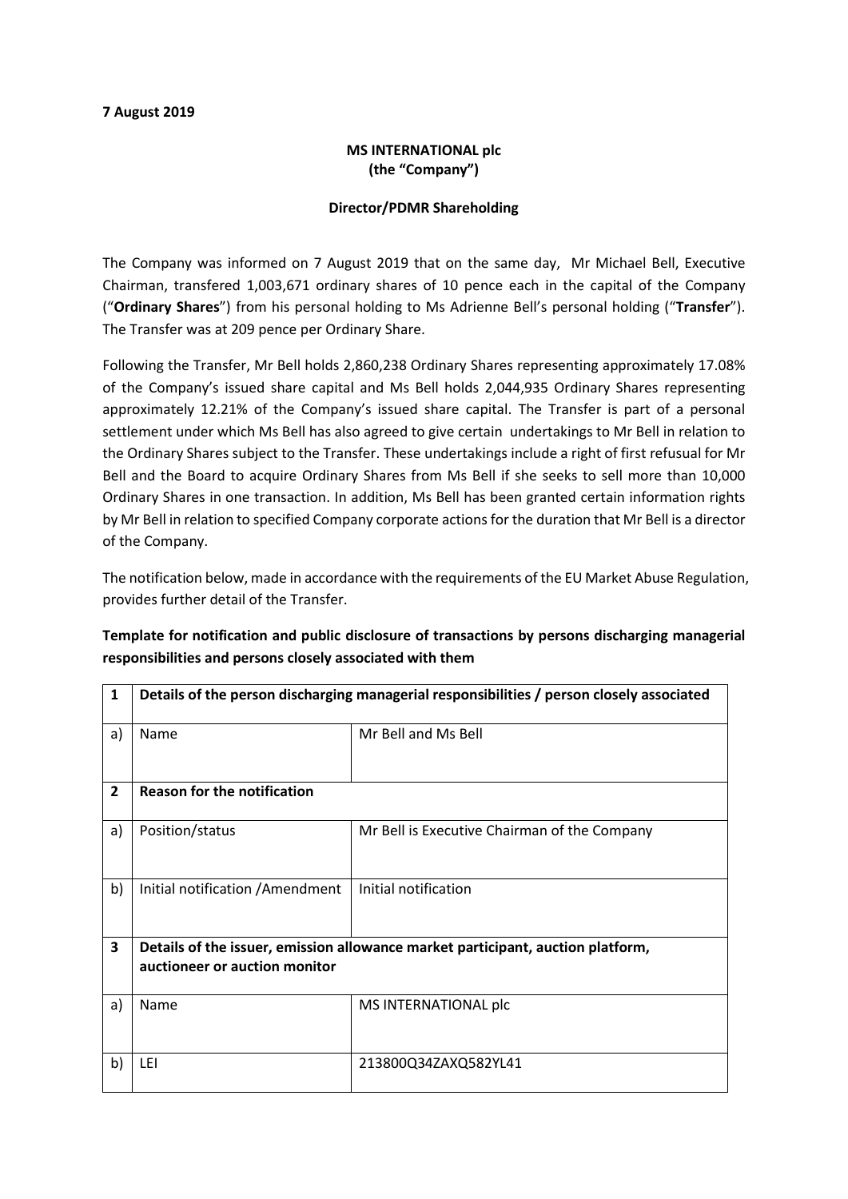**7 August 2019**

**MS INTERNATIONAL plc**
**(the "Company")**

**Director/PDMR Shareholding**

The Company was informed on 7 August 2019 that on the same day, Mr Michael Bell, Executive Chairman, transfered 1,003,671 ordinary shares of 10 pence each in the capital of the Company ("**Ordinary Shares**") from his personal holding to Ms Adrienne Bell's personal holding ("**Transfer**"). The Transfer was at 209 pence per Ordinary Share.

Following the Transfer, Mr Bell holds 2,860,238 Ordinary Shares representing approximately 17.08% of the Company's issued share capital and Ms Bell holds 2,044,935 Ordinary Shares representing approximately 12.21% of the Company's issued share capital. The Transfer is part of a personal settlement under which Ms Bell has also agreed to give certain undertakings to Mr Bell in relation to the Ordinary Shares subject to the Transfer. These undertakings include a right of first refusal for Mr Bell and the Board to acquire Ordinary Shares from Ms Bell if she seeks to sell more than 10,000 Ordinary Shares in one transaction. In addition, Ms Bell has been granted certain information rights by Mr Bell in relation to specified Company corporate actions for the duration that Mr Bell is a director of the Company.

The notification below, made in accordance with the requirements of the EU Market Abuse Regulation, provides further detail of the Transfer.

**Template for notification and public disclosure of transactions by persons discharging managerial responsibilities and persons closely associated with them**

| **1** | **Details of the person discharging managerial responsibilities / person closely associated** | |
|---|---|---|
| a) | Name | Mr Bell and Ms Bell |
| **2** | **Reason for the notification** | |
| a) | Position/status | Mr Bell is Executive Chairman of the Company |
| b) | Initial notification /Amendment | Initial notification |
| **3** | **Details of the issuer, emission allowance market participant, auction platform, auctioneer or auction monitor** | |
| a) | Name | MS INTERNATIONAL plc |
| b) | LEI | 213800Q34ZAXQ582YL41 |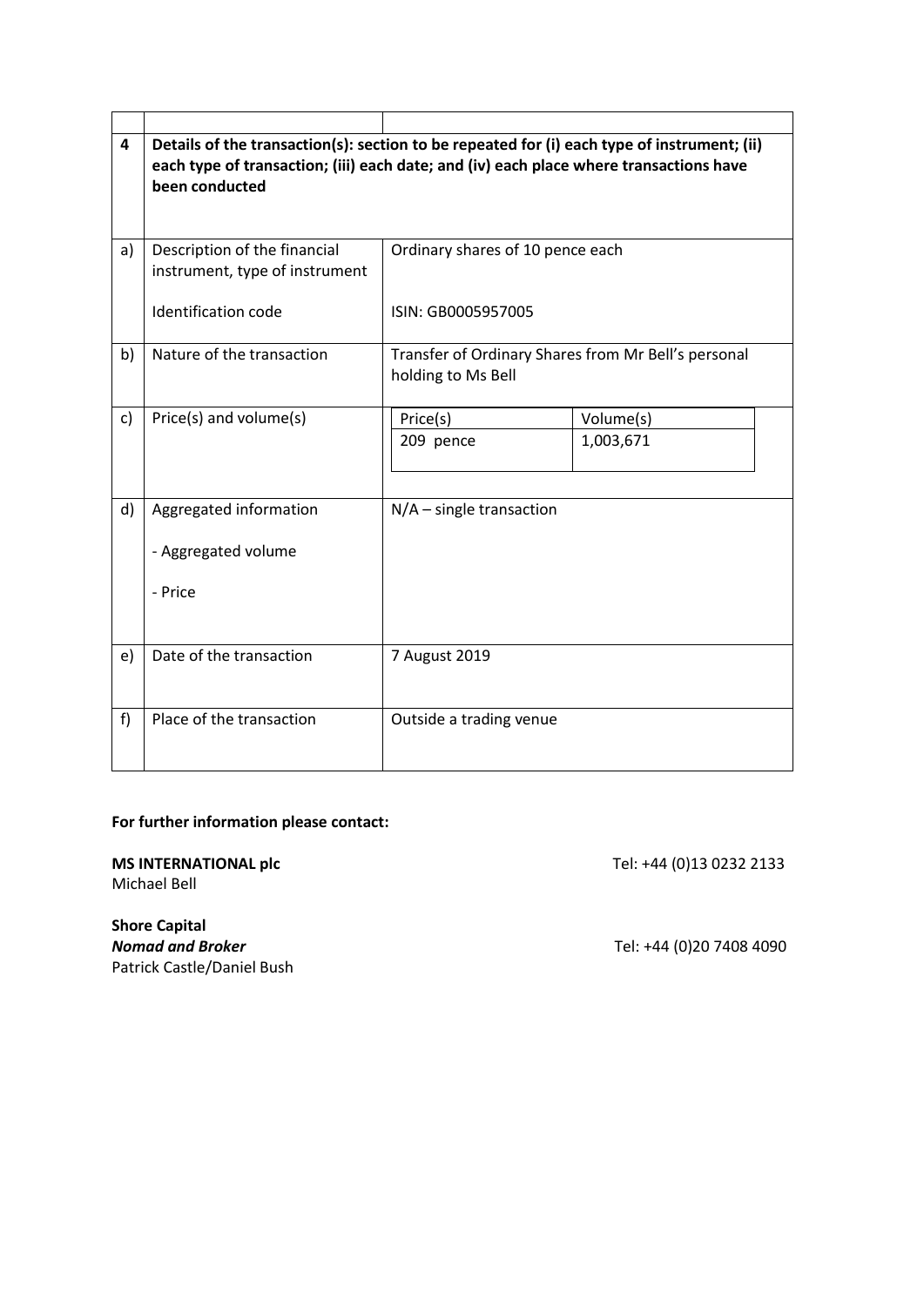| | | |
|---|---|---|
| | | |
| **4** | **Details of the transaction(s): section to be repeated for (i) each type of instrument; (ii) each type of transaction; (iii) each date; and (iv) each place where transactions have been conducted** | |
| a) | Description of the financial instrument, type of instrument<br><br>Identification code | Ordinary shares of 10 pence each<br><br>ISIN: GB0005957005 |
| b) | Nature of the transaction | Transfer of Ordinary Shares from Mr Bell's personal holding to Ms Bell |
| c) | Price(s) and volume(s) | Price(s): 209 pence<br>Volume(s): 1,003,671 |
| d) | Aggregated information<br><br>- Aggregated volume<br><br>- Price | N/A – single transaction |
| e) | Date of the transaction | 7 August 2019 |
| f) | Place of the transaction | Outside a trading venue |

**For further information please contact:**

**MS INTERNATIONAL plc** Tel: +44 (0)13 0232 2133
Michael Bell

**Shore Capital**
***Nomad and Broker*** Tel: +44 (0)20 7408 4090
Patrick Castle/Daniel Bush